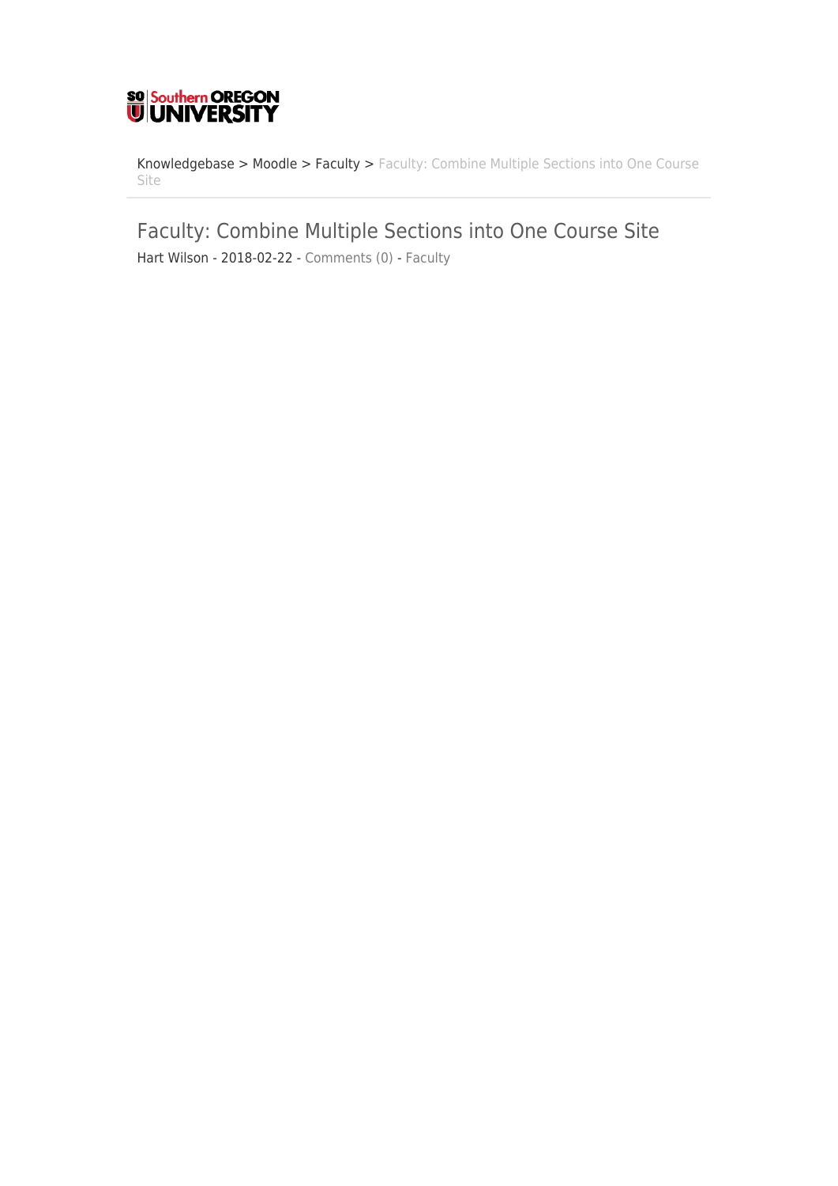Knowledgebase > Moodle > Faculty > Faculty: Combine Multiple Sections into One Course Site

# Faculty: Combine Multiple Sections into One Course Site

Hart Wilson - 2018-02-22 - Comments (0) - Faculty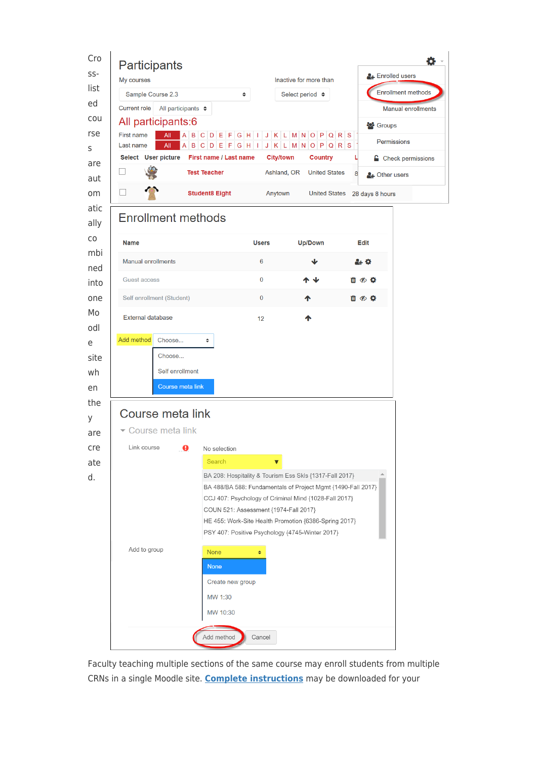Cross-listed courses are automatically combined into one Moodle site when they are created.

Faculty teaching multiple sections of the same course may enroll students from multiple CRNs in a single Moodle site. **Complete instructions** may be downloaded for your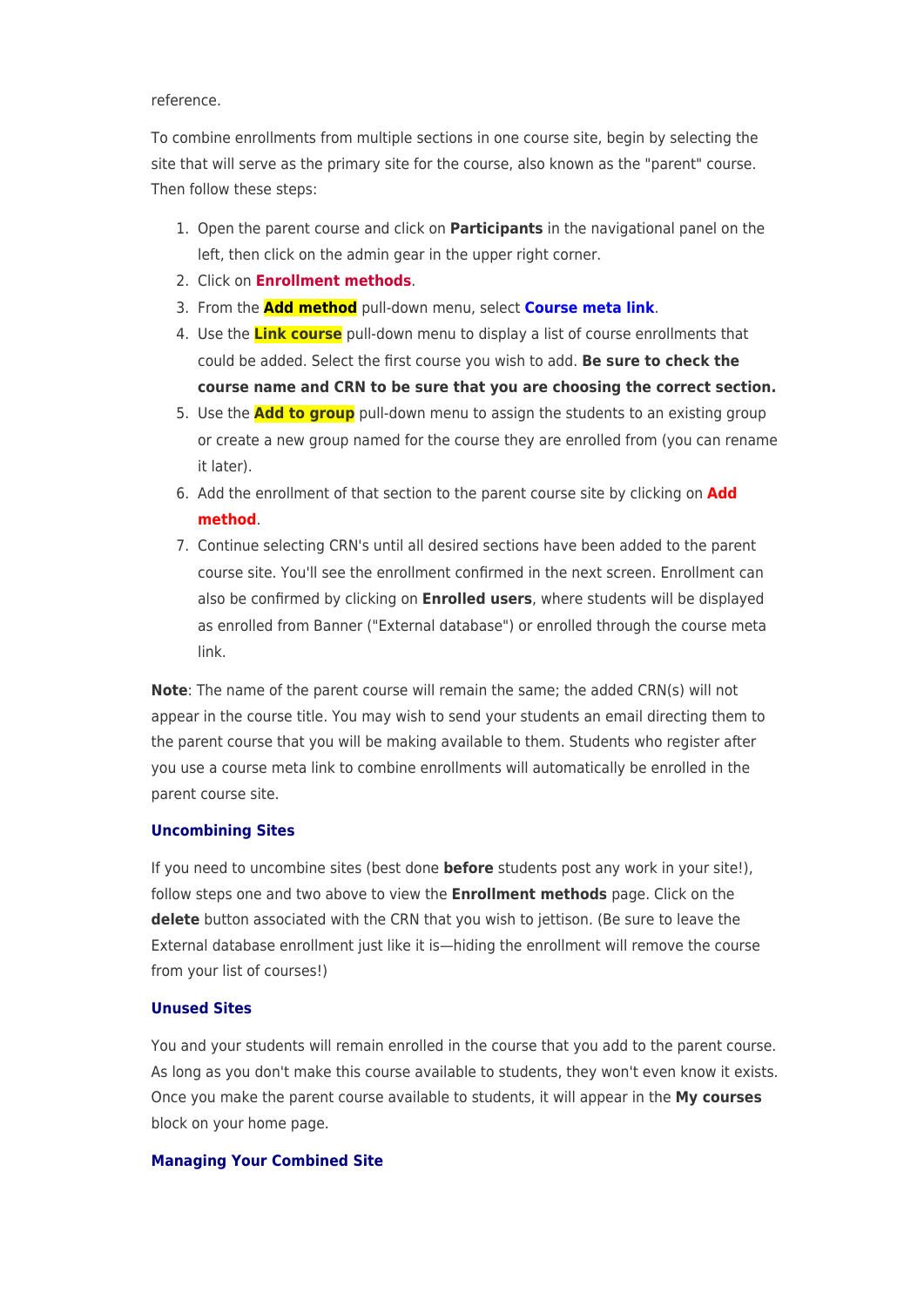reference.

To combine enrollments from multiple sections in one course site, begin by selecting the site that will serve as the primary site for the course, also known as the "parent" course. Then follow these steps:

1. Open the parent course and click on **Participants** in the navigational panel on the left, then click on the admin gear in the upper right corner.
2. Click on **Enrollment methods**.
3. From the **Add method** pull-down menu, select **Course meta link**.
4. Use the **Link course** pull-down menu to display a list of course enrollments that could be added. Select the first course you wish to add. **Be sure to check the course name and CRN to be sure that you are choosing the correct section.**
5. Use the **Add to group** pull-down menu to assign the students to an existing group or create a new group named for the course they are enrolled from (you can rename it later).
6. Add the enrollment of that section to the parent course site by clicking on **Add method**.
7. Continue selecting CRN's until all desired sections have been added to the parent course site. You'll see the enrollment confirmed in the next screen. Enrollment can also be confirmed by clicking on **Enrolled users**, where students will be displayed as enrolled from Banner ("External database") or enrolled through the course meta link.

**Note**: The name of the parent course will remain the same; the added CRN(s) will not appear in the course title. You may wish to send your students an email directing them to the parent course that you will be making available to them. Students who register after you use a course meta link to combine enrollments will automatically be enrolled in the parent course site.

### Uncombining Sites

If you need to uncombine sites (best done **before** students post any work in your site!), follow steps one and two above to view the **Enrollment methods** page. Click on the **delete** button associated with the CRN that you wish to jettison. (Be sure to leave the External database enrollment just like it is—hiding the enrollment will remove the course from your list of courses!)

### Unused Sites

You and your students will remain enrolled in the course that you add to the parent course. As long as you don't make this course available to students, they won't even know it exists. Once you make the parent course available to students, it will appear in the **My courses** block on your home page.

### Managing Your Combined Site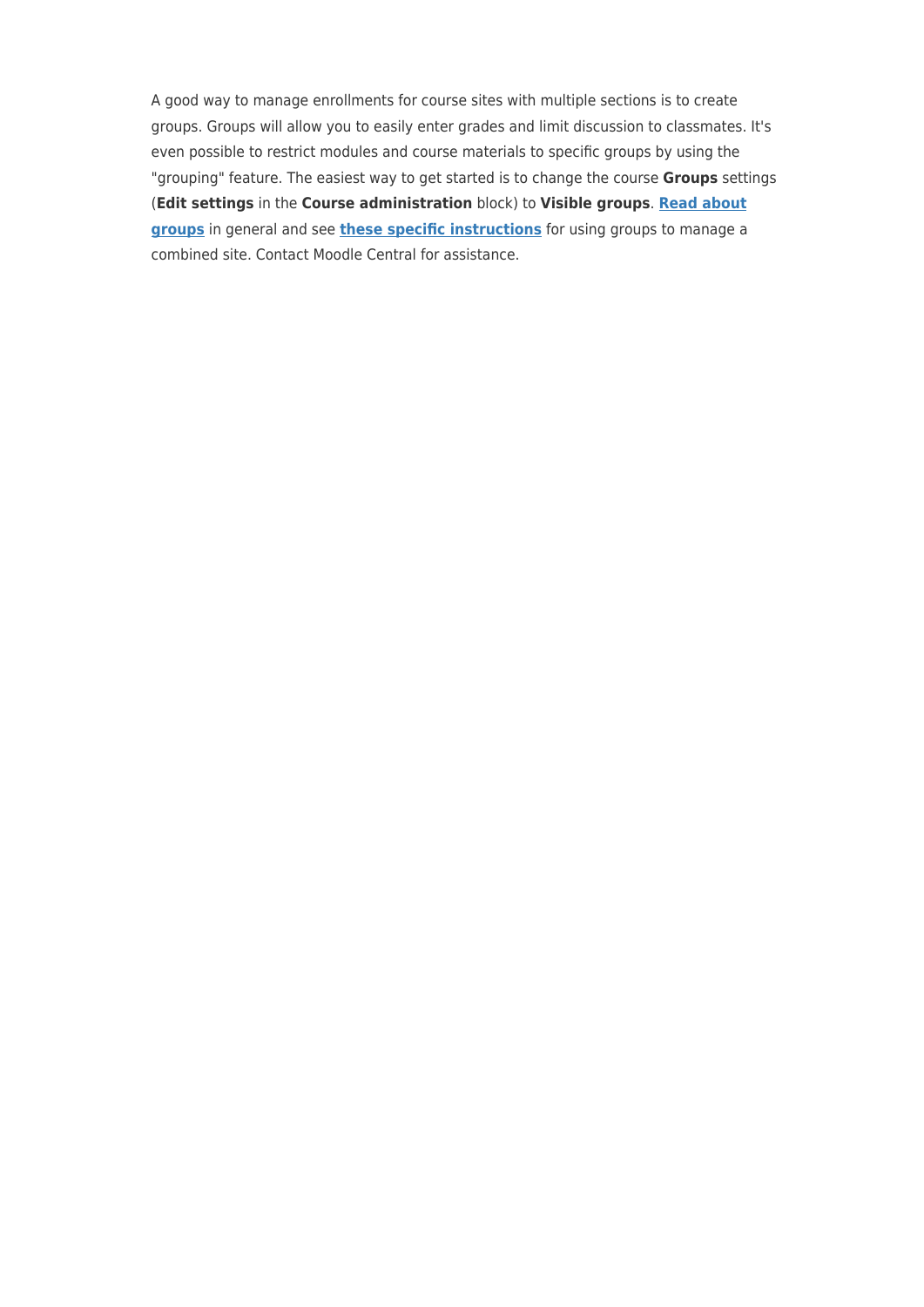A good way to manage enrollments for course sites with multiple sections is to create groups. Groups will allow you to easily enter grades and limit discussion to classmates. It's even possible to restrict modules and course materials to specific groups by using the "grouping" feature. The easiest way to get started is to change the course **Groups** settings (**Edit settings** in the **Course administration** block) to **Visible groups**. **Read about groups** in general and see **these specific instructions** for using groups to manage a combined site. Contact Moodle Central for assistance.